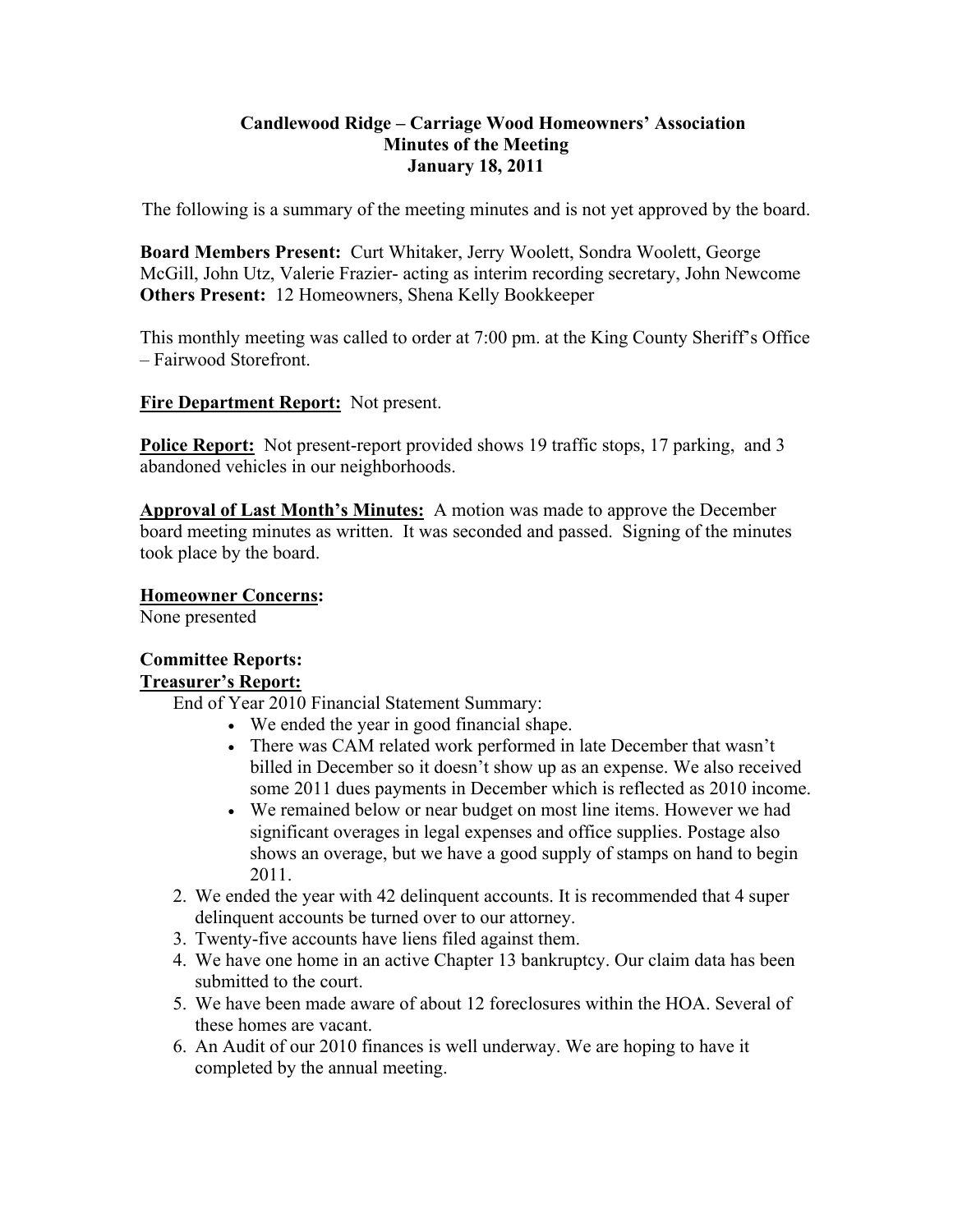**Candlewood Ridge – Carriage Wood Homeowners' Association**
**Minutes of the Meeting**
**January 18, 2011**

The following is a summary of the meeting minutes and is not yet approved by the board.

**Board Members Present:** Curt Whitaker, Jerry Woolett, Sondra Woolett, George McGill, John Utz, Valerie Frazier- acting as interim recording secretary, John Newcome
**Others Present:** 12 Homeowners, Shena Kelly Bookkeeper

This monthly meeting was called to order at 7:00 pm. at the King County Sheriff's Office – Fairwood Storefront.

**Fire Department Report:** Not present.

**Police Report:** Not present-report provided shows 19 traffic stops, 17 parking, and 3 abandoned vehicles in our neighborhoods.

**Approval of Last Month's Minutes:** A motion was made to approve the December board meeting minutes as written. It was seconded and passed. Signing of the minutes took place by the board.

**Homeowner Concerns:**
None presented

**Committee Reports:**
**Treasurer's Report:**

End of Year 2010 Financial Statement Summary:

- We ended the year in good financial shape.
- There was CAM related work performed in late December that wasn't billed in December so it doesn't show up as an expense. We also received some 2011 dues payments in December which is reflected as 2010 income.
- We remained below or near budget on most line items. However we had significant overages in legal expenses and office supplies. Postage also shows an overage, but we have a good supply of stamps on hand to begin 2011.

2. We ended the year with 42 delinquent accounts. It is recommended that 4 super delinquent accounts be turned over to our attorney.
3. Twenty-five accounts have liens filed against them.
4. We have one home in an active Chapter 13 bankruptcy. Our claim data has been submitted to the court.
5. We have been made aware of about 12 foreclosures within the HOA. Several of these homes are vacant.
6. An Audit of our 2010 finances is well underway. We are hoping to have it completed by the annual meeting.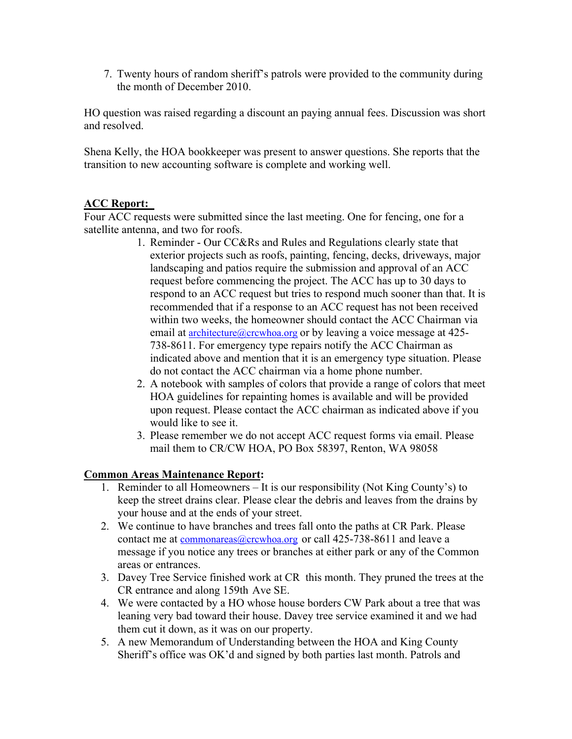7. Twenty hours of random sheriff's patrols were provided to the community during the month of December 2010.

HO question was raised regarding a discount an paying annual fees. Discussion was short and resolved.

Shena Kelly, the HOA bookkeeper was present to answer questions. She reports that the transition to new accounting software is complete and working well.

**ACC Report:**

Four ACC requests were submitted since the last meeting. One for fencing, one for a satellite antenna, and two for roofs.

1. Reminder - Our CC&Rs and Rules and Regulations clearly state that exterior projects such as roofs, painting, fencing, decks, driveways, major landscaping and patios require the submission and approval of an ACC request before commencing the project. The ACC has up to 30 days to respond to an ACC request but tries to respond much sooner than that. It is recommended that if a response to an ACC request has not been received within two weeks, the homeowner should contact the ACC Chairman via email at architecture@crcwhoa.org or by leaving a voice message at 425-738-8611. For emergency type repairs notify the ACC Chairman as indicated above and mention that it is an emergency type situation. Please do not contact the ACC chairman via a home phone number.
2. A notebook with samples of colors that provide a range of colors that meet HOA guidelines for repainting homes is available and will be provided upon request. Please contact the ACC chairman as indicated above if you would like to see it.
3. Please remember we do not accept ACC request forms via email. Please mail them to CR/CW HOA, PO Box 58397, Renton, WA 98058

**Common Areas Maintenance Report:**

1. Reminder to all Homeowners – It is our responsibility (Not King County's) to keep the street drains clear. Please clear the debris and leaves from the drains by your house and at the ends of your street.
2. We continue to have branches and trees fall onto the paths at CR Park. Please contact me at commonareas@crcwhoa.org or call 425-738-8611 and leave a message if you notice any trees or branches at either park or any of the Common areas or entrances.
3. Davey Tree Service finished work at CR this month. They pruned the trees at the CR entrance and along 159th Ave SE.
4. We were contacted by a HO whose house borders CW Park about a tree that was leaning very bad toward their house. Davey tree service examined it and we had them cut it down, as it was on our property.
5. A new Memorandum of Understanding between the HOA and King County Sheriff's office was OK'd and signed by both parties last month. Patrols and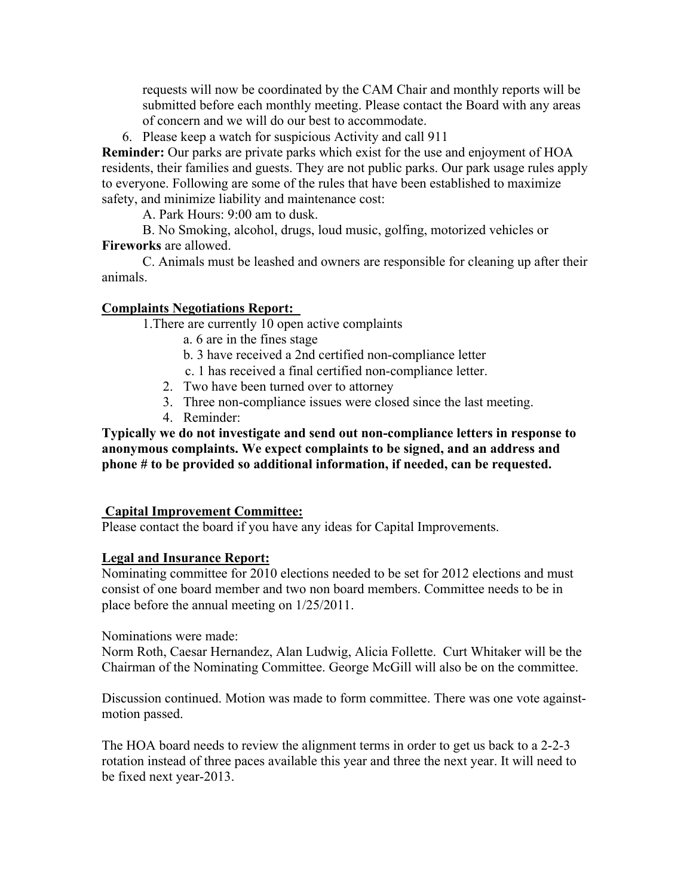requests will now be coordinated by the CAM Chair and monthly reports will be submitted before each monthly meeting. Please contact the Board with any areas of concern and we will do our best to accommodate.

6. Please keep a watch for suspicious Activity and call 911

**Reminder:** Our parks are private parks which exist for the use and enjoyment of HOA residents, their families and guests. They are not public parks. Our park usage rules apply to everyone. Following are some of the rules that have been established to maximize safety, and minimize liability and maintenance cost:

A. Park Hours: 9:00 am to dusk.

B. No Smoking, alcohol, drugs, loud music, golfing, motorized vehicles or **Fireworks** are allowed.

C. Animals must be leashed and owners are responsible for cleaning up after their animals.

## Complaints Negotiations Report:

1. There are currently 10 open active complaints
   - a. 6 are in the fines stage
   - b. 3 have received a 2nd certified non-compliance letter
   - c. 1 has received a final certified non-compliance letter.
2. Two have been turned over to attorney
3. Three non-compliance issues were closed since the last meeting.
4. Reminder:

**Typically we do not investigate and send out non-compliance letters in response to anonymous complaints. We expect complaints to be signed, and an address and phone # to be provided so additional information, if needed, can be requested.**

## Capital Improvement Committee:

Please contact the board if you have any ideas for Capital Improvements.

## Legal and Insurance Report:

Nominating committee for 2010 elections needed to be set for 2012 elections and must consist of one board member and two non board members. Committee needs to be in place before the annual meeting on 1/25/2011.

Nominations were made:
Norm Roth, Caesar Hernandez, Alan Ludwig, Alicia Follette. Curt Whitaker will be the Chairman of the Nominating Committee. George McGill will also be on the committee.

Discussion continued. Motion was made to form committee. There was one vote against-motion passed.

The HOA board needs to review the alignment terms in order to get us back to a 2-2-3 rotation instead of three paces available this year and three the next year. It will need to be fixed next year-2013.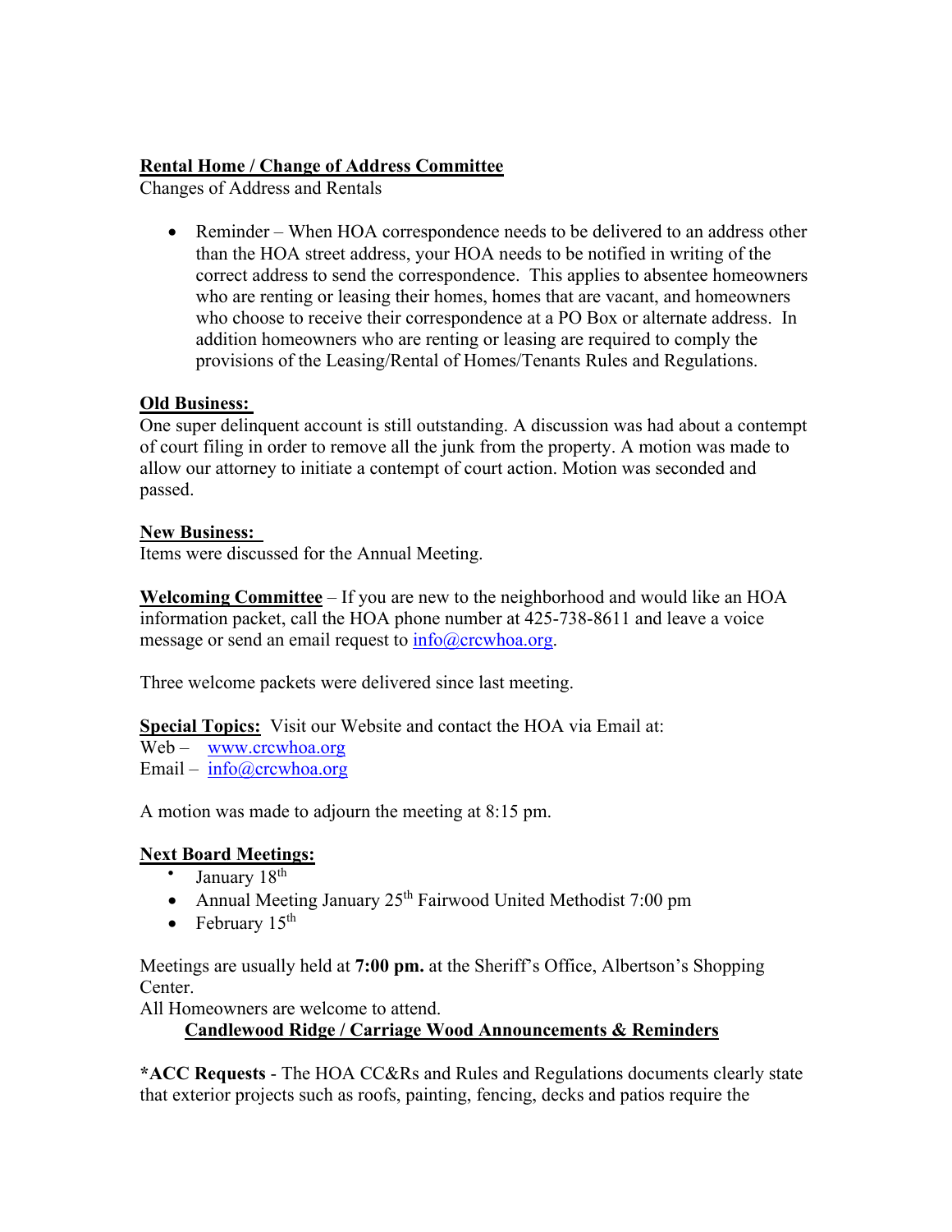**Rental Home / Change of Address Committee**

Changes of Address and Rentals

- Reminder – When HOA correspondence needs to be delivered to an address other than the HOA street address, your HOA needs to be notified in writing of the correct address to send the correspondence. This applies to absentee homeowners who are renting or leasing their homes, homes that are vacant, and homeowners who choose to receive their correspondence at a PO Box or alternate address. In addition homeowners who are renting or leasing are required to comply the provisions of the Leasing/Rental of Homes/Tenants Rules and Regulations.

**Old Business:**

One super delinquent account is still outstanding. A discussion was had about a contempt of court filing in order to remove all the junk from the property. A motion was made to allow our attorney to initiate a contempt of court action. Motion was seconded and passed.

**New Business:**

Items were discussed for the Annual Meeting.

**Welcoming Committee** – If you are new to the neighborhood and would like an HOA information packet, call the HOA phone number at 425-738-8611 and leave a voice message or send an email request to info@crcwhoa.org.

Three welcome packets were delivered since last meeting.

**Special Topics:** Visit our Website and contact the HOA via Email at:

Web – www.crcwhoa.org
Email – info@crcwhoa.org

A motion was made to adjourn the meeting at 8:15 pm.

**Next Board Meetings:**

- January 18th
- Annual Meeting January 25th Fairwood United Methodist 7:00 pm
- February 15th

Meetings are usually held at **7:00 pm.** at the Sheriff's Office, Albertson's Shopping Center.
All Homeowners are welcome to attend.

**Candlewood Ridge / Carriage Wood Announcements & Reminders**

**\*ACC Requests** - The HOA CC&Rs and Rules and Regulations documents clearly state that exterior projects such as roofs, painting, fencing, decks and patios require the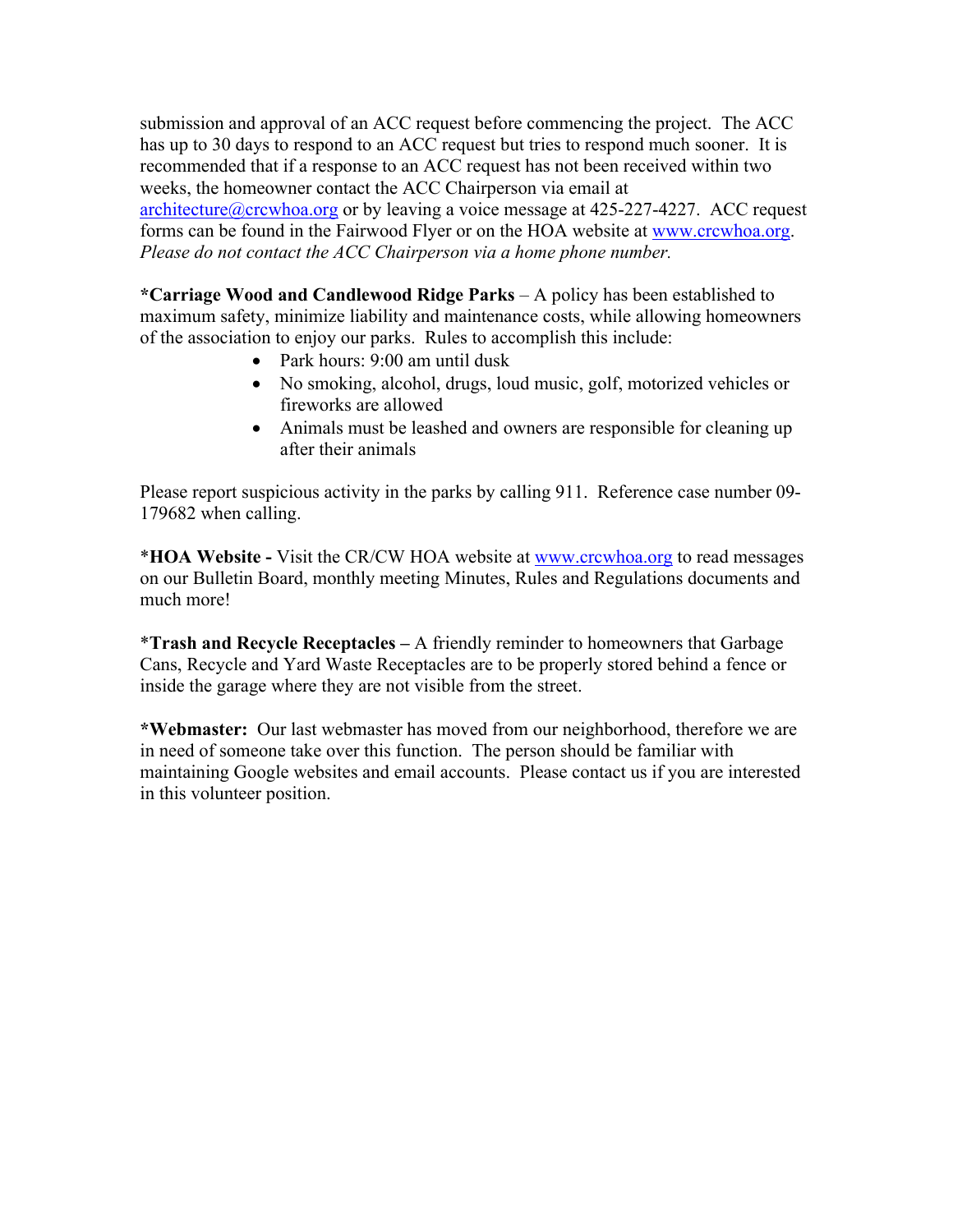submission and approval of an ACC request before commencing the project. The ACC has up to 30 days to respond to an ACC request but tries to respond much sooner. It is recommended that if a response to an ACC request has not been received within two weeks, the homeowner contact the ACC Chairperson via email at architecture@crcwhoa.org or by leaving a voice message at 425-227-4227. ACC request forms can be found in the Fairwood Flyer or on the HOA website at www.crcwhoa.org. *Please do not contact the ACC Chairperson via a home phone number.*

**\*Carriage Wood and Candlewood Ridge Parks** – A policy has been established to maximum safety, minimize liability and maintenance costs, while allowing homeowners of the association to enjoy our parks. Rules to accomplish this include:

- Park hours: 9:00 am until dusk
- No smoking, alcohol, drugs, loud music, golf, motorized vehicles or fireworks are allowed
- Animals must be leashed and owners are responsible for cleaning up after their animals

Please report suspicious activity in the parks by calling 911. Reference case number 09-179682 when calling.

\***HOA Website -** Visit the CR/CW HOA website at www.crcwhoa.org to read messages on our Bulletin Board, monthly meeting Minutes, Rules and Regulations documents and much more!

\***Trash and Recycle Receptacles –** A friendly reminder to homeowners that Garbage Cans, Recycle and Yard Waste Receptacles are to be properly stored behind a fence or inside the garage where they are not visible from the street.

**\*Webmaster:** Our last webmaster has moved from our neighborhood, therefore we are in need of someone take over this function. The person should be familiar with maintaining Google websites and email accounts. Please contact us if you are interested in this volunteer position.